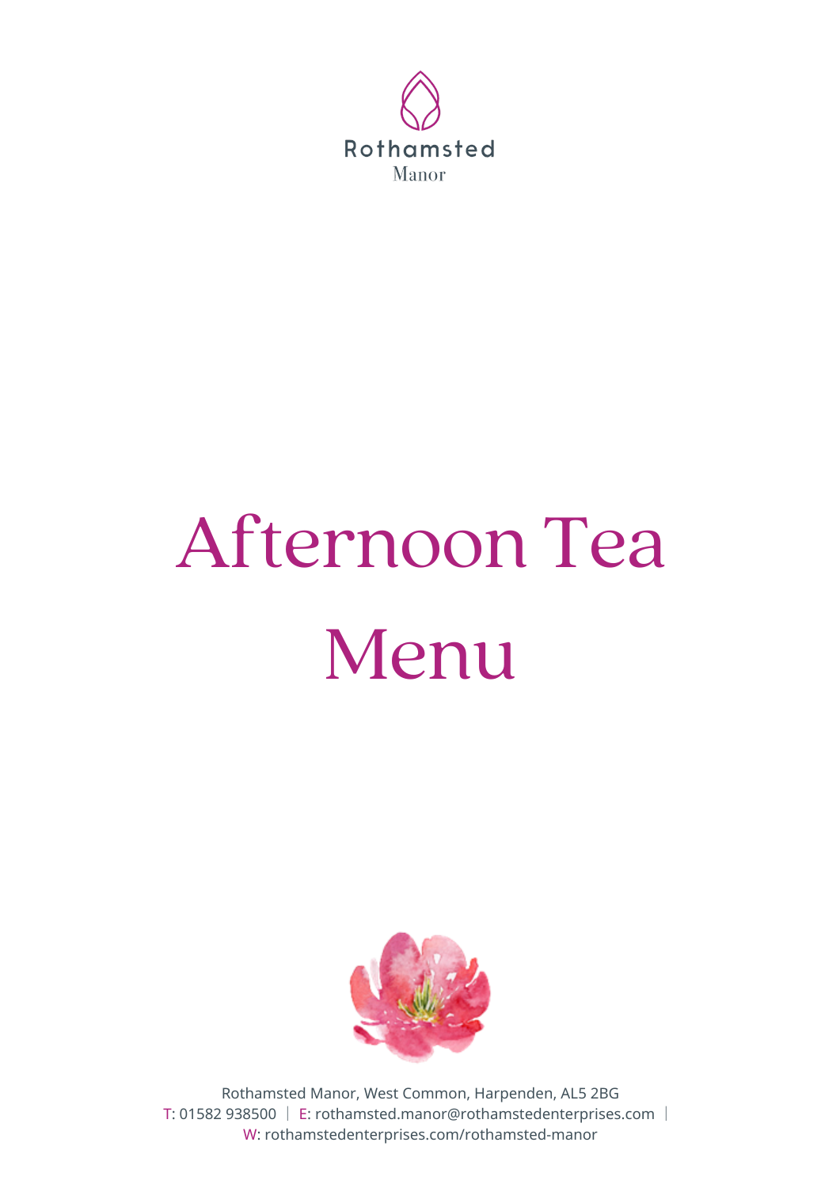Rothamsted

Manor

# Afternoon Tea Menu

Rothamsted Manor, West Common, Harpenden, AL5 2BG

T: 01582 938500 | E: rothamsted.manor@rothamstedenterprises.com |

W: rothamstedenterprises.com/rothamsted-manor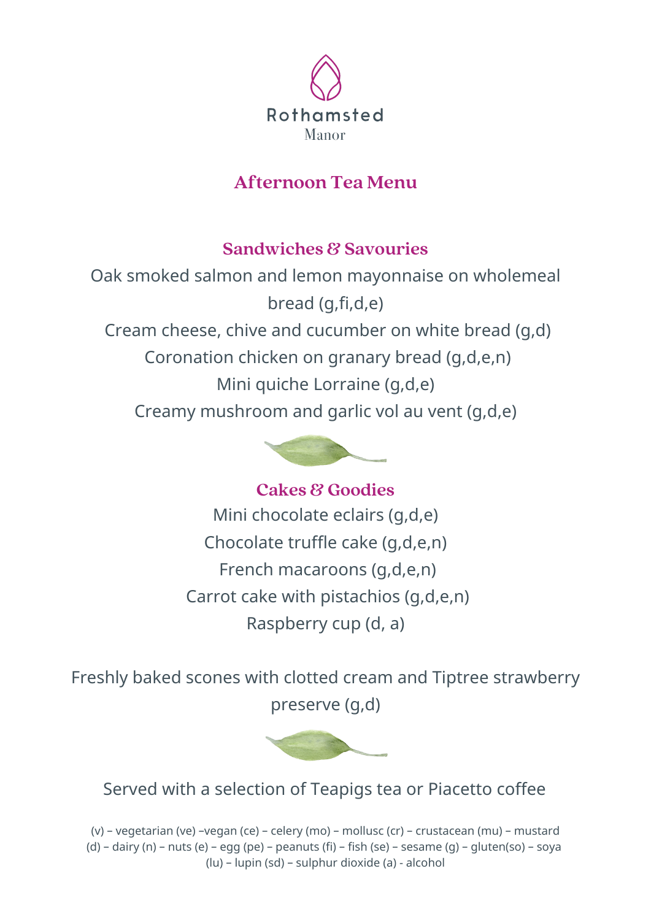Rothamsted

Manor

# Afternoon Tea Menu

## Sandwiches & Savouries

Oak smoked salmon and lemon mayonnaise on wholemeal bread (g,fi,d,e)

Cream cheese, chive and cucumber on white bread (g,d)

Coronation chicken on granary bread (g,d,e,n)

Mini quiche Lorraine (g,d,e)

Creamy mushroom and garlic vol au vent (g,d,e)

## Cakes & Goodies

Mini chocolate eclairs (g,d,e)

Chocolate truffle cake (g,d,e,n)

French macaroons (g,d,e,n)

Carrot cake with pistachios (g,d,e,n)

Raspberry cup (d, a)

Freshly baked scones with clotted cream and Tiptree strawberry preserve (g,d)

Served with a selection of Teapigs tea or Piacetto coffee

(v) – vegetarian (ve) –vegan (ce) – celery (mo) – mollusc (cr) – crustacean (mu) – mustard (d) – dairy (n) – nuts (e) – egg (pe) – peanuts (fi) – fish (se) – sesame (g) – gluten(so) – soya (lu) – lupin (sd) – sulphur dioxide (a) - alcohol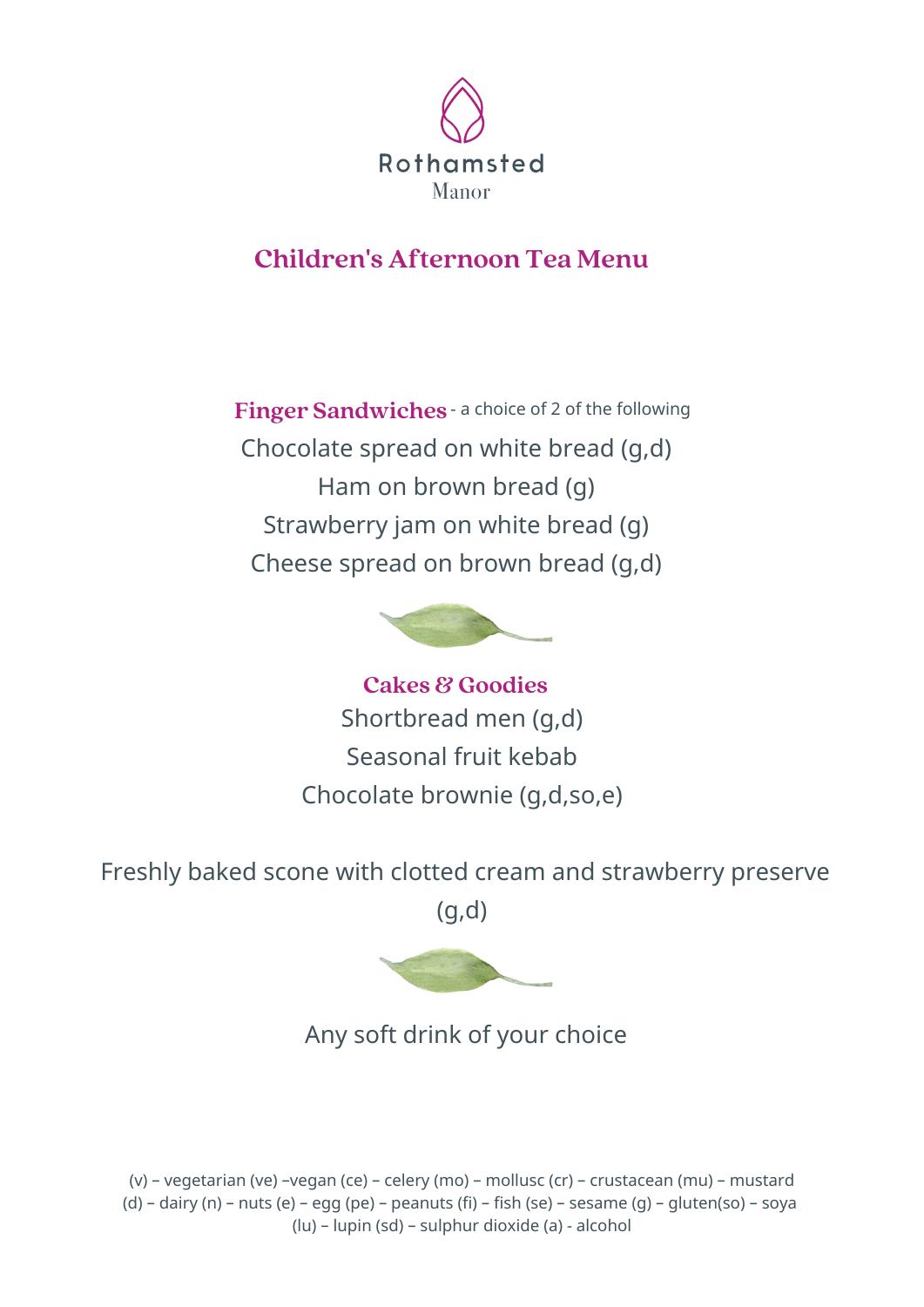Rothamsted
Manor

# Children's Afternoon Tea Menu

## Finger Sandwiches - a choice of 2 of the following

Chocolate spread on white bread (g,d)

Ham on brown bread (g)

Strawberry jam on white bread (g)

Cheese spread on brown bread (g,d)

## Cakes & Goodies

Shortbread men (g,d)

Seasonal fruit kebab

Chocolate brownie (g,d,so,e)

Freshly baked scone with clotted cream and strawberry preserve (g,d)

Any soft drink of your choice

(v) – vegetarian (ve) –vegan (ce) – celery (mo) – mollusc (cr) – crustacean (mu) – mustard (d) – dairy (n) – nuts (e) – egg (pe) – peanuts (fi) – fish (se) – sesame (g) – gluten(so) – soya (lu) – lupin (sd) – sulphur dioxide (a) - alcohol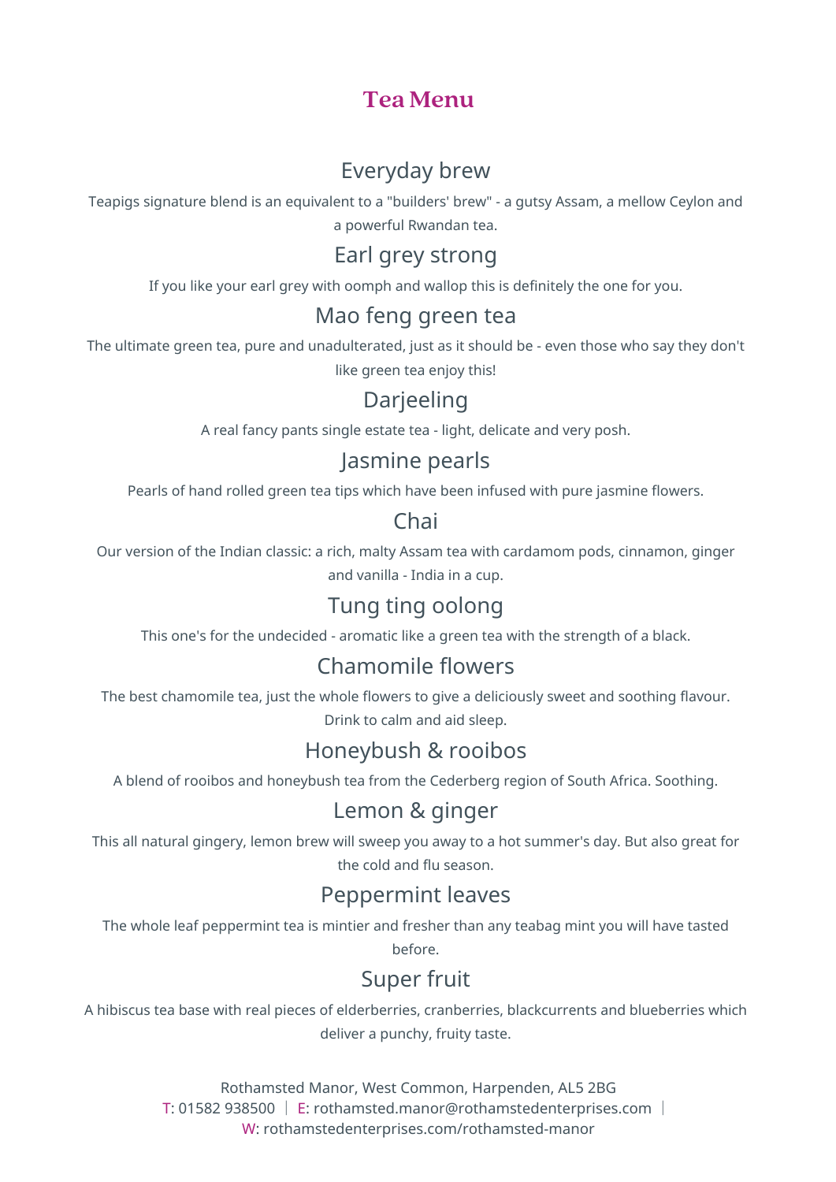# Tea Menu

## Everyday brew

Teapigs signature blend is an equivalent to a "builders' brew" - a gutsy Assam, a mellow Ceylon and a powerful Rwandan tea.

## Earl grey strong

If you like your earl grey with oomph and wallop this is definitely the one for you.

## Mao feng green tea

The ultimate green tea, pure and unadulterated, just as it should be - even those who say they don't like green tea enjoy this!

## Darjeeling

A real fancy pants single estate tea - light, delicate and very posh.

## Jasmine pearls

Pearls of hand rolled green tea tips which have been infused with pure jasmine flowers.

## Chai

Our version of the Indian classic: a rich, malty Assam tea with cardamom pods, cinnamon, ginger and vanilla - India in a cup.

## Tung ting oolong

This one's for the undecided - aromatic like a green tea with the strength of a black.

## Chamomile flowers

The best chamomile tea, just the whole flowers to give a deliciously sweet and soothing flavour. Drink to calm and aid sleep.

## Honeybush & rooibos

A blend of rooibos and honeybush tea from the Cederberg region of South Africa. Soothing.

## Lemon & ginger

This all natural gingery, lemon brew will sweep you away to a hot summer's day. But also great for the cold and flu season.

## Peppermint leaves

The whole leaf peppermint tea is mintier and fresher than any teabag mint you will have tasted before.

## Super fruit

A hibiscus tea base with real pieces of elderberries, cranberries, blackcurrants and blueberries which deliver a punchy, fruity taste.

Rothamsted Manor, West Common, Harpenden, AL5 2BG
T: 01582 938500 | E: rothamsted.manor@rothamstedenterprises.com |
W: rothamstedenterprises.com/rothamsted-manor